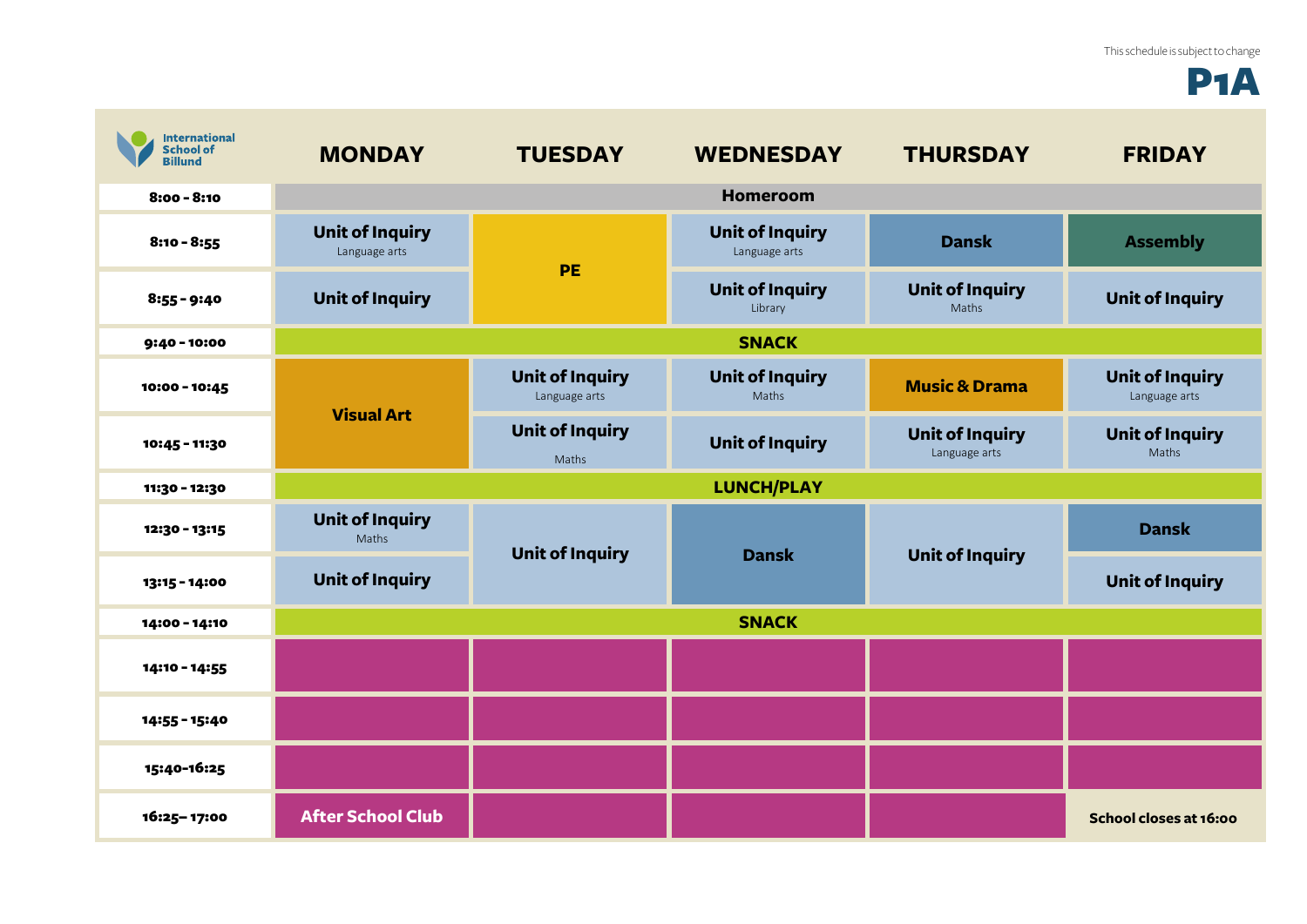This schedule is subject to change

# P1A

International School of Billund

| | MONDAY | TUESDAY | WEDNESDAY | THURSDAY | FRIDAY |
|---|---|---|---|---|---|
| 8:00 - 8:10 | Homeroom | | | | |
| 8:10 - 8:55 | **Unit of Inquiry** Language arts | **PE** | **Unit of Inquiry** Language arts | **Dansk** | **Assembly** |
| 8:55 - 9:40 | **Unit of Inquiry** | | **Unit of Inquiry** Library | **Unit of Inquiry** Maths | **Unit of Inquiry** |
| 9:40 - 10:00 | SNACK | | | | |
| 10:00 - 10:45 | **Visual Art** | **Unit of Inquiry** Language arts | **Unit of Inquiry** Maths | **Music & Drama** | **Unit of Inquiry** Language arts |
| 10:45 - 11:30 | | **Unit of Inquiry** Maths | **Unit of Inquiry** | **Unit of Inquiry** Language arts | **Unit of Inquiry** Maths |
| 11:30 - 12:30 | LUNCH/PLAY | | | | |
| 12:30 - 13:15 | **Unit of Inquiry** Maths | **Unit of Inquiry** | **Dansk** | **Unit of Inquiry** | **Dansk** |
| 13:15 - 14:00 | **Unit of Inquiry** | | | | **Unit of Inquiry** |
| 14:00 - 14:10 | SNACK | | | | |
| 14:10 - 14:55 | | | | | |
| 14:55 - 15:40 | | | | | |
| 15:40-16:25 | | | | | |
| 16:25– 17:00 | After School Club | | | | School closes at 16:00 |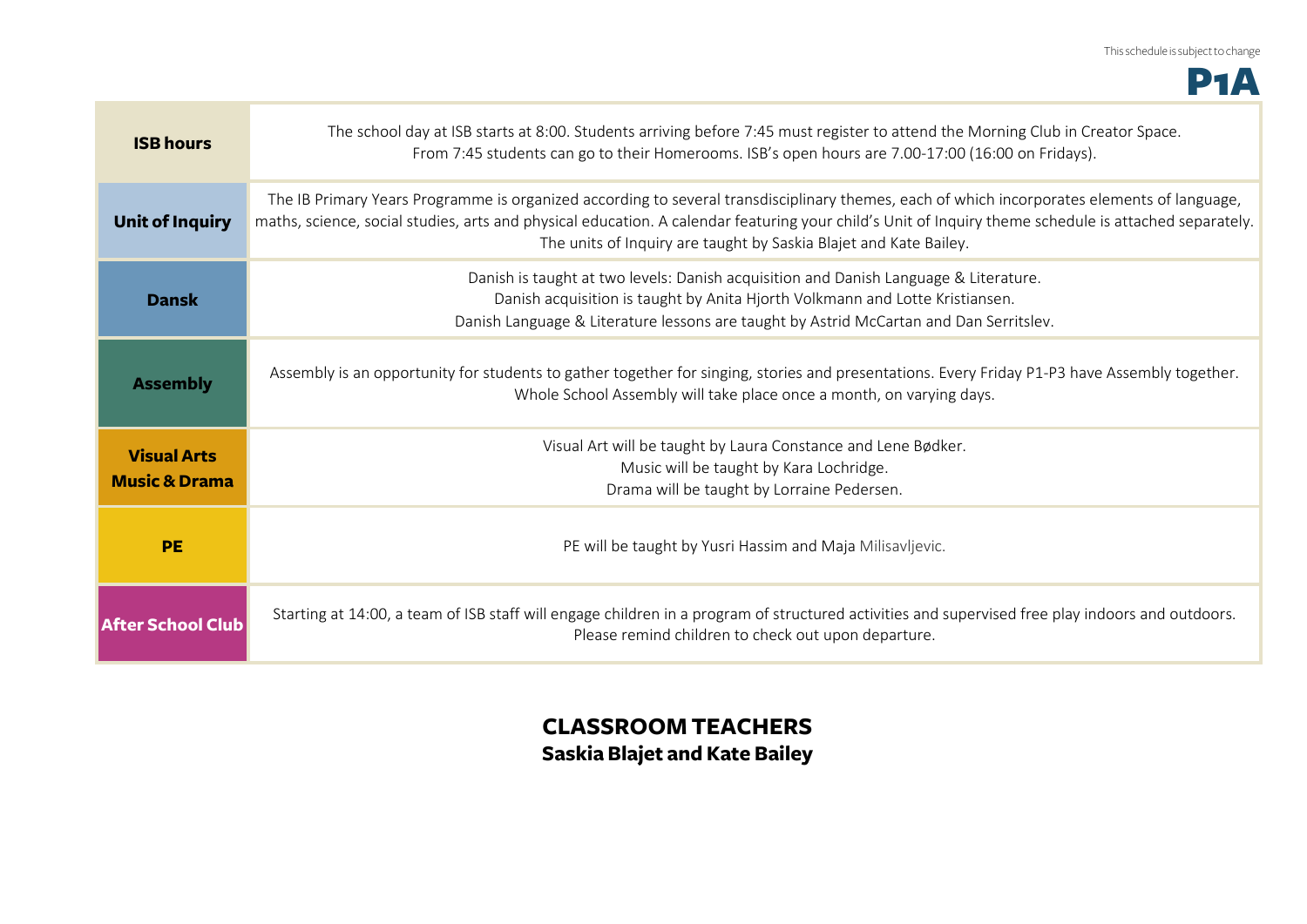This schedule is subject to change

# P1A

| | |
|---|---|
| **ISB hours** | The school day at ISB starts at 8:00. Students arriving before 7:45 must register to attend the Morning Club in Creator Space. From 7:45 students can go to their Homerooms. ISB's open hours are 7.00-17:00 (16:00 on Fridays). |
| **Unit of Inquiry** | The IB Primary Years Programme is organized according to several transdisciplinary themes, each of which incorporates elements of language, maths, science, social studies, arts and physical education. A calendar featuring your child's Unit of Inquiry theme schedule is attached separately. The units of Inquiry are taught by Saskia Blajet and Kate Bailey. |
| **Dansk** | Danish is taught at two levels: Danish acquisition and Danish Language & Literature. Danish acquisition is taught by Anita Hjorth Volkmann and Lotte Kristiansen. Danish Language & Literature lessons are taught by Astrid McCartan and Dan Serritslev. |
| **Assembly** | Assembly is an opportunity for students to gather together for singing, stories and presentations. Every Friday P1-P3 have Assembly together. Whole School Assembly will take place once a month, on varying days. |
| **Visual Arts Music & Drama** | Visual Art will be taught by Laura Constance and Lene Bødker. Music will be taught by Kara Lochridge. Drama will be taught by Lorraine Pedersen. |
| **PE** | PE will be taught by Yusri Hassim and Maja Milisavljevic. |
| **After School Club** | Starting at 14:00, a team of ISB staff will engage children in a program of structured activities and supervised free play indoors and outdoors. Please remind children to check out upon departure. |

## CLASSROOM TEACHERS
**Saskia Blajet and Kate Bailey**